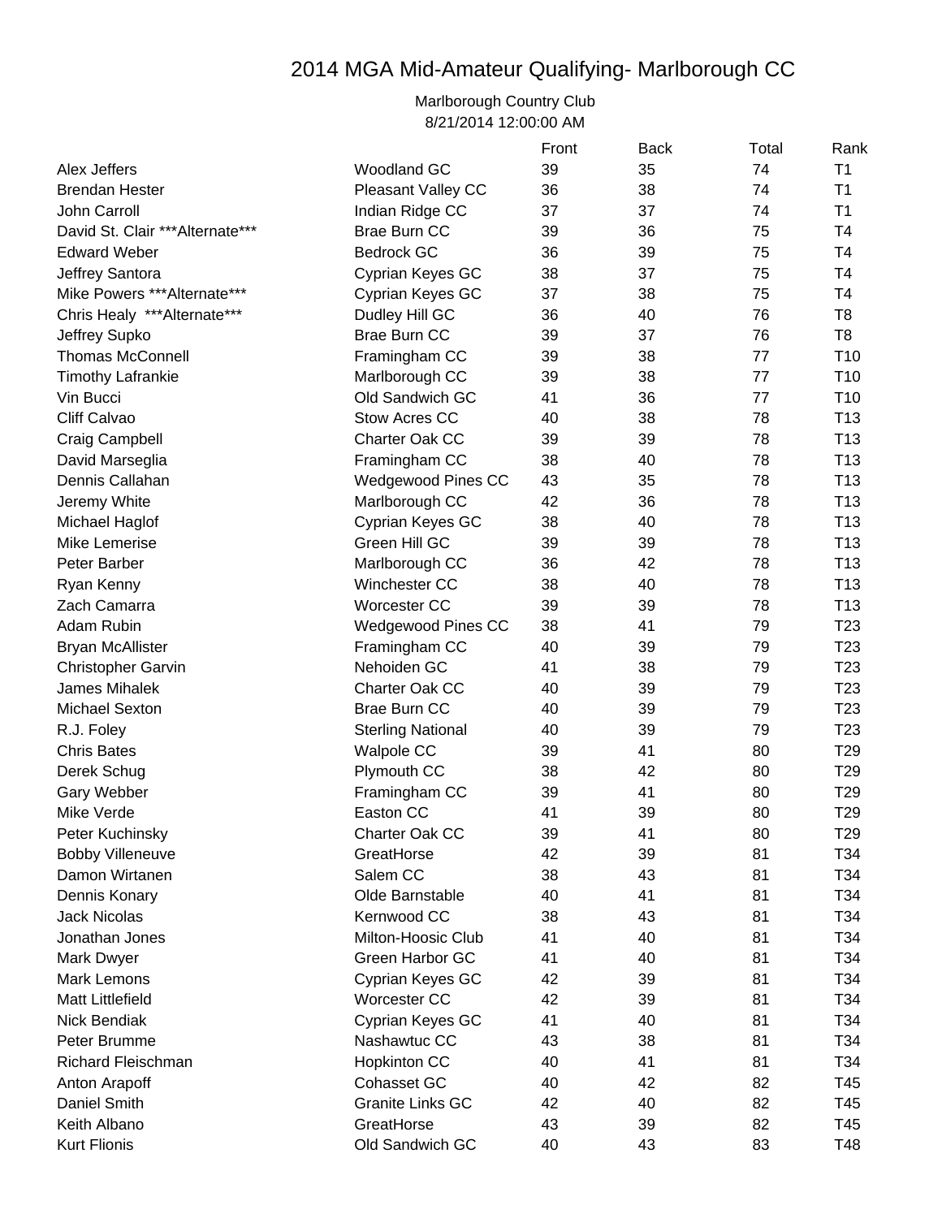# 2014 MGA Mid-Amateur Qualifying- Marlborough CC

Marlborough Country Club
8/21/2014 12:00:00 AM

| | | Front | Back | Total | Rank |
|---|---|---|---|---|---|
| Alex Jeffers | Woodland GC | 39 | 35 | 74 | T1 |
| Brendan Hester | Pleasant Valley CC | 36 | 38 | 74 | T1 |
| John Carroll | Indian Ridge CC | 37 | 37 | 74 | T1 |
| David St. Clair ***Alternate*** | Brae Burn CC | 39 | 36 | 75 | T4 |
| Edward Weber | Bedrock GC | 36 | 39 | 75 | T4 |
| Jeffrey Santora | Cyprian Keyes GC | 38 | 37 | 75 | T4 |
| Mike Powers ***Alternate*** | Cyprian Keyes GC | 37 | 38 | 75 | T4 |
| Chris Healy ***Alternate*** | Dudley Hill GC | 36 | 40 | 76 | T8 |
| Jeffrey Supko | Brae Burn CC | 39 | 37 | 76 | T8 |
| Thomas McConnell | Framingham CC | 39 | 38 | 77 | T10 |
| Timothy Lafrankie | Marlborough CC | 39 | 38 | 77 | T10 |
| Vin Bucci | Old Sandwich GC | 41 | 36 | 77 | T10 |
| Cliff Calvao | Stow Acres CC | 40 | 38 | 78 | T13 |
| Craig Campbell | Charter Oak CC | 39 | 39 | 78 | T13 |
| David Marseglia | Framingham CC | 38 | 40 | 78 | T13 |
| Dennis Callahan | Wedgewood Pines CC | 43 | 35 | 78 | T13 |
| Jeremy White | Marlborough CC | 42 | 36 | 78 | T13 |
| Michael Haglof | Cyprian Keyes GC | 38 | 40 | 78 | T13 |
| Mike Lemerise | Green Hill GC | 39 | 39 | 78 | T13 |
| Peter Barber | Marlborough CC | 36 | 42 | 78 | T13 |
| Ryan Kenny | Winchester CC | 38 | 40 | 78 | T13 |
| Zach Camarra | Worcester CC | 39 | 39 | 78 | T13 |
| Adam Rubin | Wedgewood Pines CC | 38 | 41 | 79 | T23 |
| Bryan McAllister | Framingham CC | 40 | 39 | 79 | T23 |
| Christopher Garvin | Nehoiden GC | 41 | 38 | 79 | T23 |
| James Mihalek | Charter Oak CC | 40 | 39 | 79 | T23 |
| Michael Sexton | Brae Burn CC | 40 | 39 | 79 | T23 |
| R.J. Foley | Sterling National | 40 | 39 | 79 | T23 |
| Chris Bates | Walpole CC | 39 | 41 | 80 | T29 |
| Derek Schug | Plymouth CC | 38 | 42 | 80 | T29 |
| Gary Webber | Framingham CC | 39 | 41 | 80 | T29 |
| Mike Verde | Easton CC | 41 | 39 | 80 | T29 |
| Peter Kuchinsky | Charter Oak CC | 39 | 41 | 80 | T29 |
| Bobby Villeneuve | GreatHorse | 42 | 39 | 81 | T34 |
| Damon Wirtanen | Salem CC | 38 | 43 | 81 | T34 |
| Dennis Konary | Olde Barnstable | 40 | 41 | 81 | T34 |
| Jack Nicolas | Kernwood CC | 38 | 43 | 81 | T34 |
| Jonathan Jones | Milton-Hoosic Club | 41 | 40 | 81 | T34 |
| Mark Dwyer | Green Harbor GC | 41 | 40 | 81 | T34 |
| Mark Lemons | Cyprian Keyes GC | 42 | 39 | 81 | T34 |
| Matt Littlefield | Worcester CC | 42 | 39 | 81 | T34 |
| Nick Bendiak | Cyprian Keyes GC | 41 | 40 | 81 | T34 |
| Peter Brumme | Nashawtuc CC | 43 | 38 | 81 | T34 |
| Richard Fleischman | Hopkinton CC | 40 | 41 | 81 | T34 |
| Anton Arapoff | Cohasset GC | 40 | 42 | 82 | T45 |
| Daniel Smith | Granite Links GC | 42 | 40 | 82 | T45 |
| Keith Albano | GreatHorse | 43 | 39 | 82 | T45 |
| Kurt Flionis | Old Sandwich GC | 40 | 43 | 83 | T48 |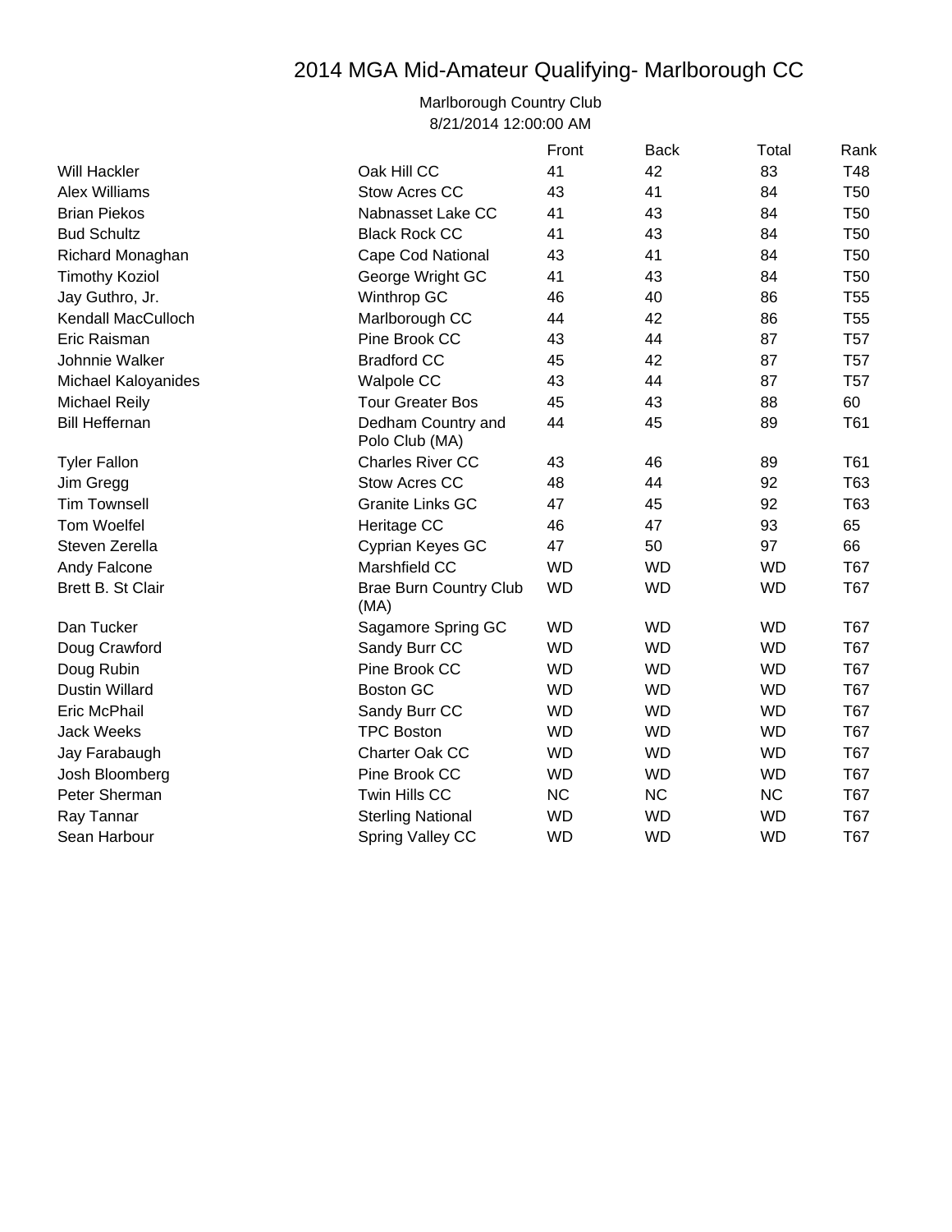# 2014 MGA Mid-Amateur Qualifying- Marlborough CC

Marlborough Country Club
8/21/2014 12:00:00 AM

| | | Front | Back | Total | Rank |
|---|---|---|---|---|---|
| Will Hackler | Oak Hill CC | 41 | 42 | 83 | T48 |
| Alex Williams | Stow Acres CC | 43 | 41 | 84 | T50 |
| Brian Piekos | Nabnasset Lake CC | 41 | 43 | 84 | T50 |
| Bud Schultz | Black Rock CC | 41 | 43 | 84 | T50 |
| Richard Monaghan | Cape Cod National | 43 | 41 | 84 | T50 |
| Timothy Koziol | George Wright GC | 41 | 43 | 84 | T50 |
| Jay Guthro, Jr. | Winthrop GC | 46 | 40 | 86 | T55 |
| Kendall MacCulloch | Marlborough CC | 44 | 42 | 86 | T55 |
| Eric Raisman | Pine Brook CC | 43 | 44 | 87 | T57 |
| Johnnie Walker | Bradford CC | 45 | 42 | 87 | T57 |
| Michael Kaloyanides | Walpole CC | 43 | 44 | 87 | T57 |
| Michael Reily | Tour Greater Bos | 45 | 43 | 88 | 60 |
| Bill Heffernan | Dedham Country and Polo Club (MA) | 44 | 45 | 89 | T61 |
| Tyler Fallon | Charles River CC | 43 | 46 | 89 | T61 |
| Jim Gregg | Stow Acres CC | 48 | 44 | 92 | T63 |
| Tim Townsell | Granite Links GC | 47 | 45 | 92 | T63 |
| Tom Woelfel | Heritage CC | 46 | 47 | 93 | 65 |
| Steven Zerella | Cyprian Keyes GC | 47 | 50 | 97 | 66 |
| Andy Falcone | Marshfield CC | WD | WD | WD | T67 |
| Brett B. St Clair | Brae Burn Country Club (MA) | WD | WD | WD | T67 |
| Dan Tucker | Sagamore Spring GC | WD | WD | WD | T67 |
| Doug Crawford | Sandy Burr CC | WD | WD | WD | T67 |
| Doug Rubin | Pine Brook CC | WD | WD | WD | T67 |
| Dustin Willard | Boston GC | WD | WD | WD | T67 |
| Eric McPhail | Sandy Burr CC | WD | WD | WD | T67 |
| Jack Weeks | TPC Boston | WD | WD | WD | T67 |
| Jay Farabaugh | Charter Oak CC | WD | WD | WD | T67 |
| Josh Bloomberg | Pine Brook CC | WD | WD | WD | T67 |
| Peter Sherman | Twin Hills CC | NC | NC | NC | T67 |
| Ray Tannar | Sterling National | WD | WD | WD | T67 |
| Sean Harbour | Spring Valley CC | WD | WD | WD | T67 |